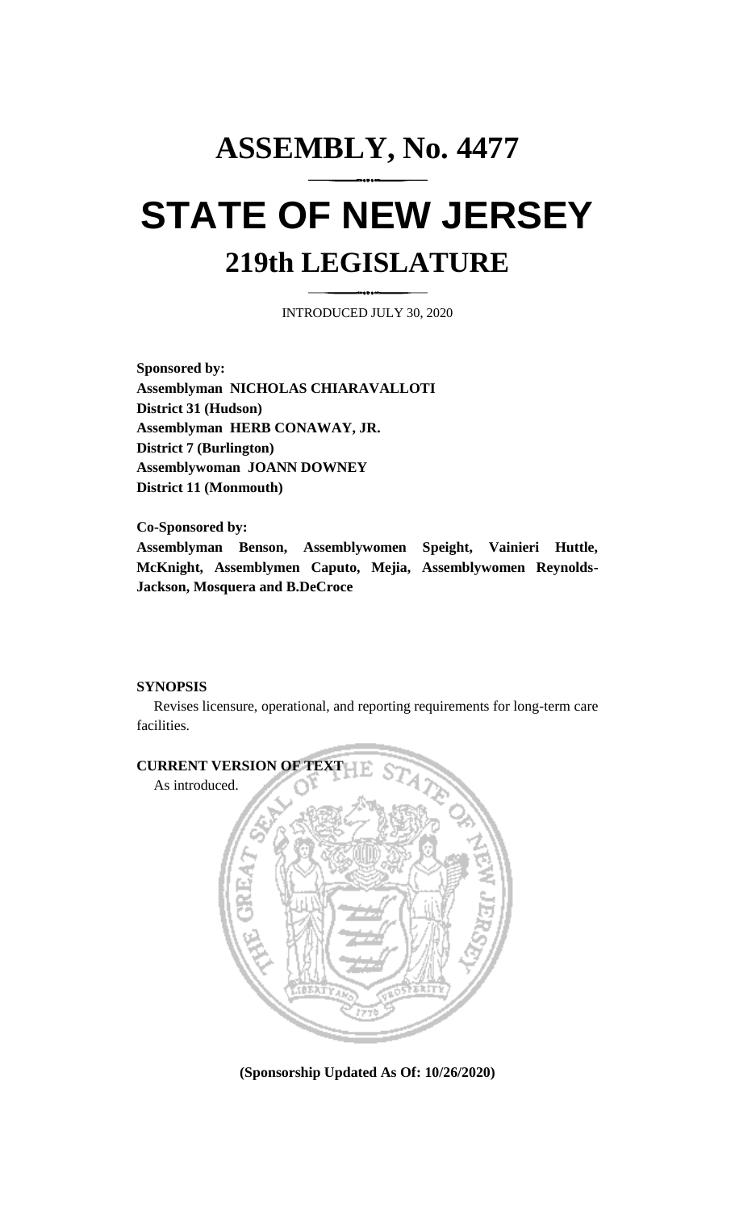# ASSEMBLY, No. 4477

# STATE OF NEW JERSEY

## 219th LEGISLATURE

INTRODUCED JULY 30, 2020

**Sponsored by:**
**Assemblyman NICHOLAS CHIARAVALLOTI**
**District 31 (Hudson)**
**Assemblyman HERB CONAWAY, JR.**
**District 7 (Burlington)**
**Assemblywoman JOANN DOWNEY**
**District 11 (Monmouth)**

**Co-Sponsored by:**
**Assemblyman Benson, Assemblywomen Speight, Vainieri Huttle, McKnight, Assemblymen Caputo, Mejia, Assemblywomen Reynolds-Jackson, Mosquera and B.DeCroce**

**SYNOPSIS**

Revises licensure, operational, and reporting requirements for long-term care facilities.

**CURRENT VERSION OF TEXT**

As introduced.

**(Sponsorship Updated As Of: 10/26/2020)**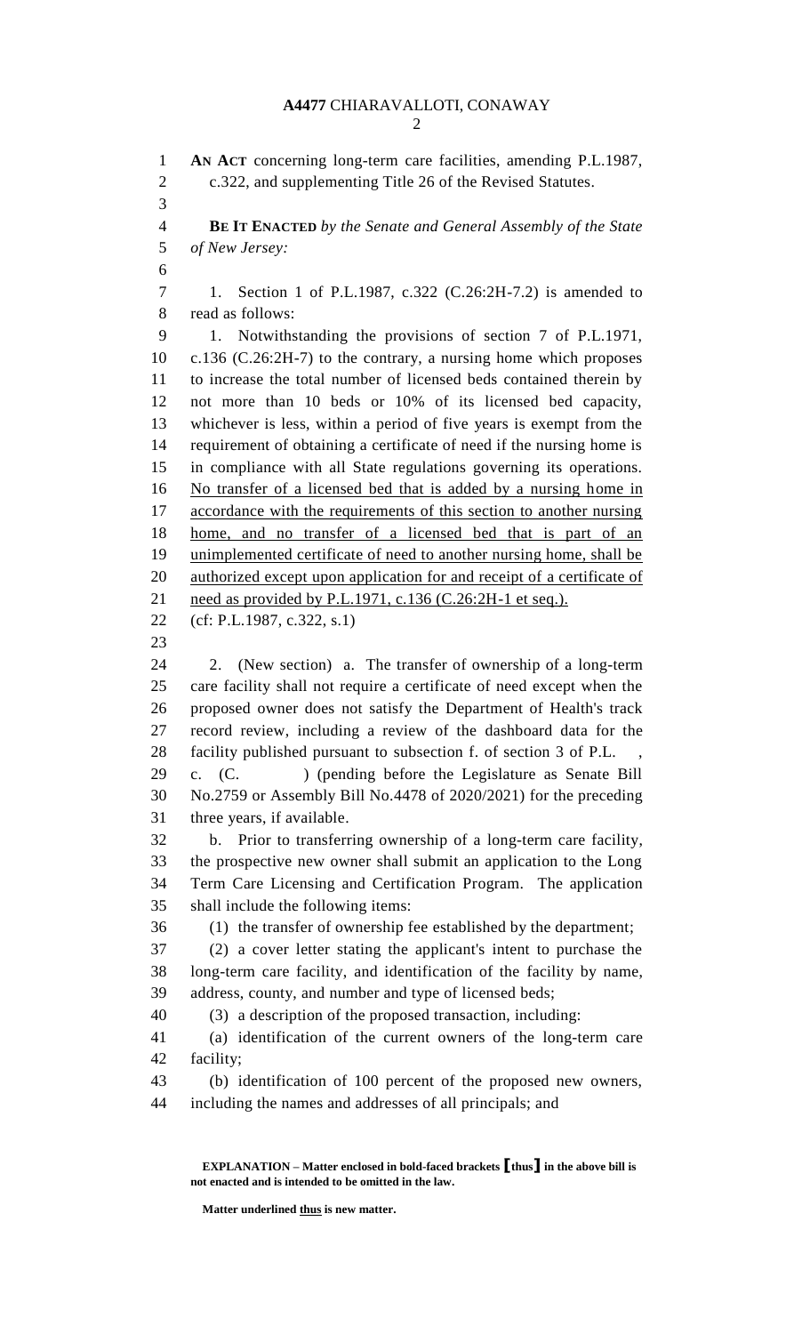**AN ACT** concerning long-term care facilities, amending P.L.1987, c.322, and supplementing Title 26 of the Revised Statutes.

**BE IT ENACTED** *by the Senate and General Assembly of the State of New Jersey:*

1. Section 1 of P.L.1987, c.322 (C.26:2H-7.2) is amended to read as follows:

1. Notwithstanding the provisions of section 7 of P.L.1971, c.136 (C.26:2H-7) to the contrary, a nursing home which proposes to increase the total number of licensed beds contained therein by not more than 10 beds or 10% of its licensed bed capacity, whichever is less, within a period of five years is exempt from the requirement of obtaining a certificate of need if the nursing home is in compliance with all State regulations governing its operations. <u>No transfer of a licensed bed that is added by a nursing home in accordance with the requirements of this section to another nursing home, and no transfer of a licensed bed that is part of an unimplemented certificate of need to another nursing home, shall be authorized except upon application for and receipt of a certificate of need as provided by P.L.1971, c.136 (C.26:2H-1 et seq.).</u>

(cf: P.L.1987, c.322, s.1)

2. (New section) a. The transfer of ownership of a long-term care facility shall not require a certificate of need except when the proposed owner does not satisfy the Department of Health's track record review, including a review of the dashboard data for the facility published pursuant to subsection f. of section 3 of P.L. , c. (C. ) (pending before the Legislature as Senate Bill No.2759 or Assembly Bill No.4478 of 2020/2021) for the preceding three years, if available.

b. Prior to transferring ownership of a long-term care facility, the prospective new owner shall submit an application to the Long Term Care Licensing and Certification Program. The application shall include the following items:

(1) the transfer of ownership fee established by the department;

(2) a cover letter stating the applicant's intent to purchase the long-term care facility, and identification of the facility by name, address, county, and number and type of licensed beds;

(3) a description of the proposed transaction, including:

(a) identification of the current owners of the long-term care facility;

(b) identification of 100 percent of the proposed new owners, including the names and addresses of all principals; and

**EXPLANATION – Matter enclosed in bold-faced brackets [thus] in the above bill is not enacted and is intended to be omitted in the law.**

**Matter underlined <u>thus</u> is new matter.**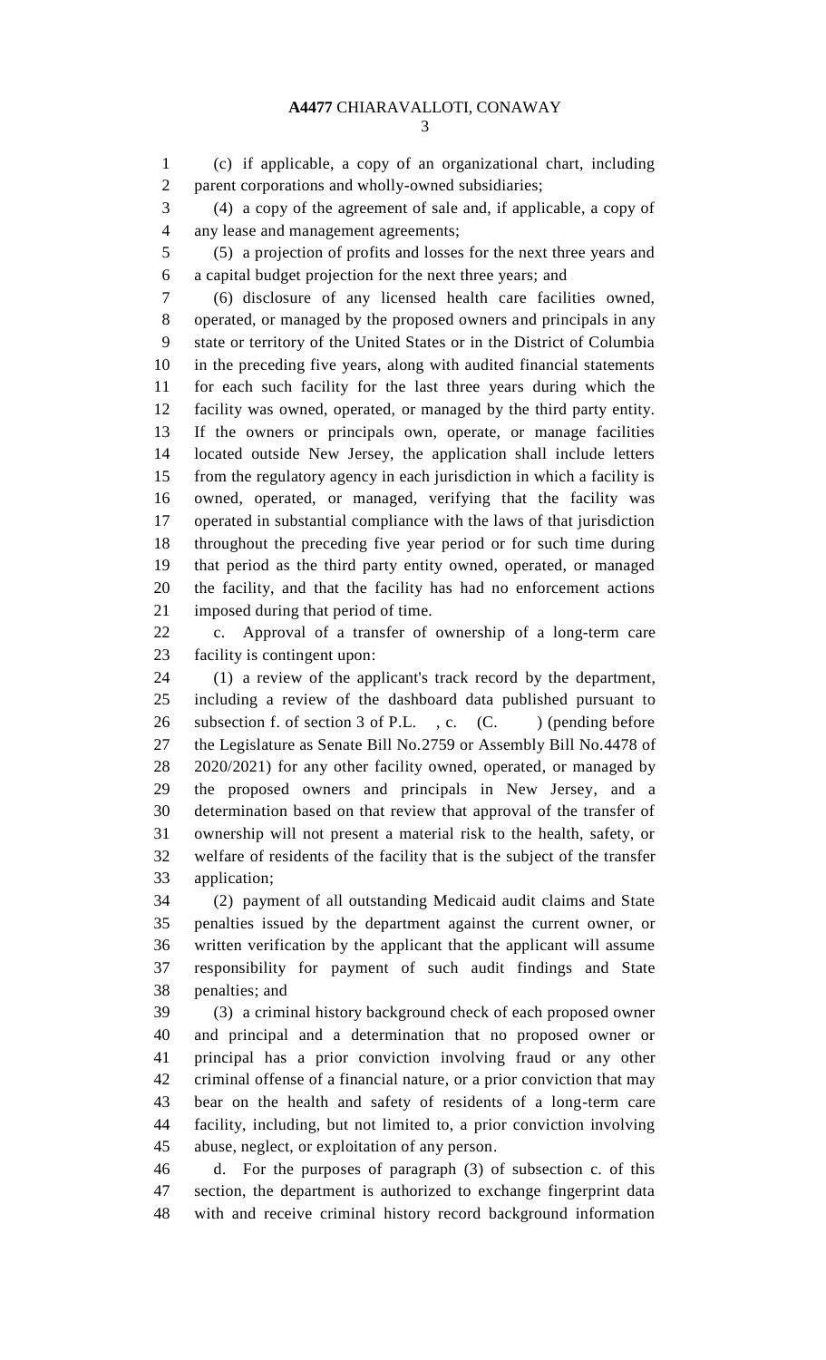(c) if applicable, a copy of an organizational chart, including parent corporations and wholly-owned subsidiaries;

(4) a copy of the agreement of sale and, if applicable, a copy of any lease and management agreements;

(5) a projection of profits and losses for the next three years and a capital budget projection for the next three years; and

(6) disclosure of any licensed health care facilities owned, operated, or managed by the proposed owners and principals in any state or territory of the United States or in the District of Columbia in the preceding five years, along with audited financial statements for each such facility for the last three years during which the facility was owned, operated, or managed by the third party entity. If the owners or principals own, operate, or manage facilities located outside New Jersey, the application shall include letters from the regulatory agency in each jurisdiction in which a facility is owned, operated, or managed, verifying that the facility was operated in substantial compliance with the laws of that jurisdiction throughout the preceding five year period or for such time during that period as the third party entity owned, operated, or managed the facility, and that the facility has had no enforcement actions imposed during that period of time.

c. Approval of a transfer of ownership of a long-term care facility is contingent upon:

(1) a review of the applicant's track record by the department, including a review of the dashboard data published pursuant to subsection f. of section 3 of P.L. , c. (C. ) (pending before the Legislature as Senate Bill No.2759 or Assembly Bill No.4478 of 2020/2021) for any other facility owned, operated, or managed by the proposed owners and principals in New Jersey, and a determination based on that review that approval of the transfer of ownership will not present a material risk to the health, safety, or welfare of residents of the facility that is the subject of the transfer application;

(2) payment of all outstanding Medicaid audit claims and State penalties issued by the department against the current owner, or written verification by the applicant that the applicant will assume responsibility for payment of such audit findings and State penalties; and

(3) a criminal history background check of each proposed owner and principal and a determination that no proposed owner or principal has a prior conviction involving fraud or any other criminal offense of a financial nature, or a prior conviction that may bear on the health and safety of residents of a long-term care facility, including, but not limited to, a prior conviction involving abuse, neglect, or exploitation of any person.

d. For the purposes of paragraph (3) of subsection c. of this section, the department is authorized to exchange fingerprint data with and receive criminal history record background information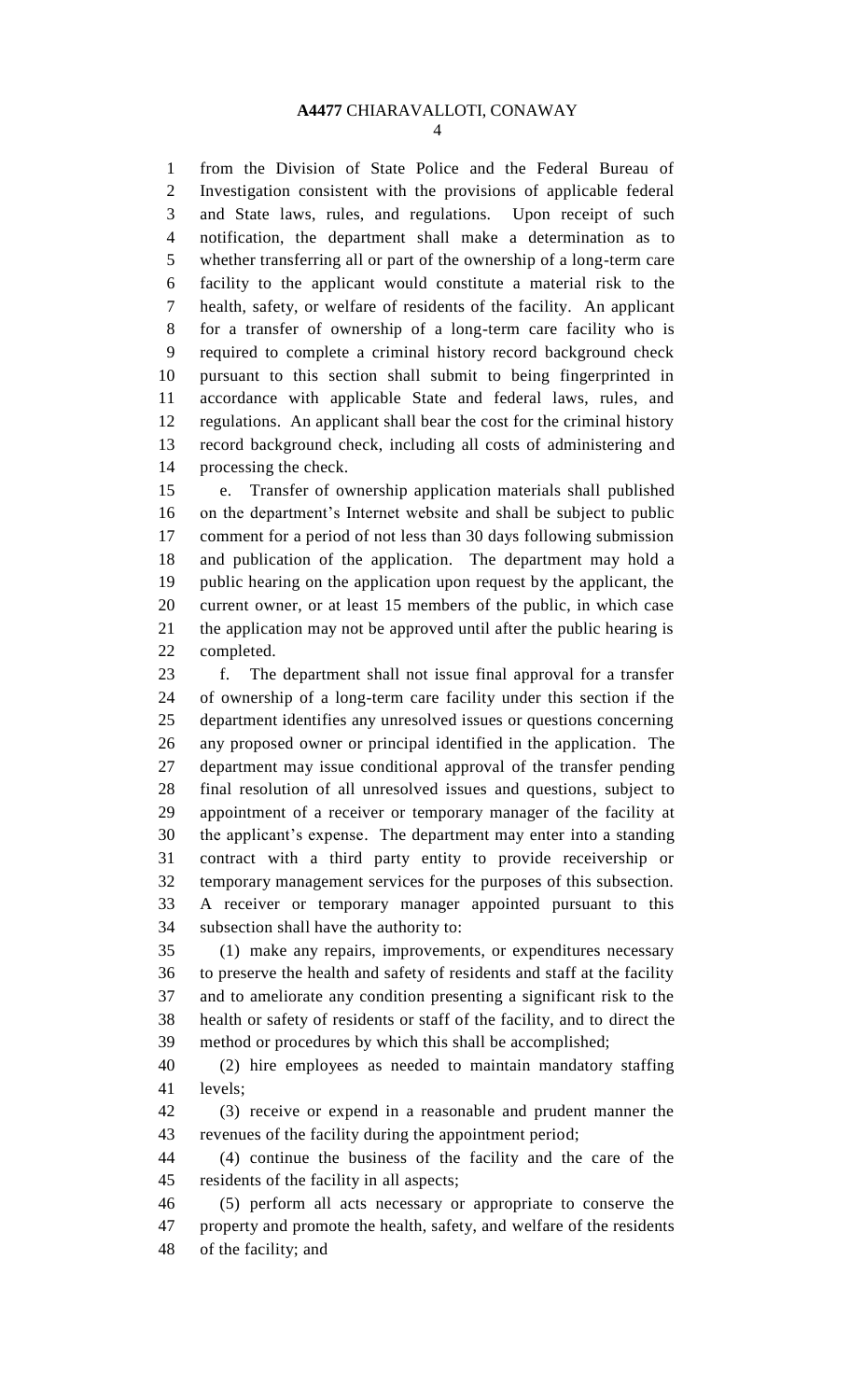from the Division of State Police and the Federal Bureau of Investigation consistent with the provisions of applicable federal and State laws, rules, and regulations. Upon receipt of such notification, the department shall make a determination as to whether transferring all or part of the ownership of a long-term care facility to the applicant would constitute a material risk to the health, safety, or welfare of residents of the facility. An applicant for a transfer of ownership of a long-term care facility who is required to complete a criminal history record background check pursuant to this section shall submit to being fingerprinted in accordance with applicable State and federal laws, rules, and regulations. An applicant shall bear the cost for the criminal history record background check, including all costs of administering and processing the check.

e. Transfer of ownership application materials shall published on the department's Internet website and shall be subject to public comment for a period of not less than 30 days following submission and publication of the application. The department may hold a public hearing on the application upon request by the applicant, the current owner, or at least 15 members of the public, in which case the application may not be approved until after the public hearing is completed.

f. The department shall not issue final approval for a transfer of ownership of a long-term care facility under this section if the department identifies any unresolved issues or questions concerning any proposed owner or principal identified in the application. The department may issue conditional approval of the transfer pending final resolution of all unresolved issues and questions, subject to appointment of a receiver or temporary manager of the facility at the applicant's expense. The department may enter into a standing contract with a third party entity to provide receivership or temporary management services for the purposes of this subsection. A receiver or temporary manager appointed pursuant to this subsection shall have the authority to:

(1) make any repairs, improvements, or expenditures necessary to preserve the health and safety of residents and staff at the facility and to ameliorate any condition presenting a significant risk to the health or safety of residents or staff of the facility, and to direct the method or procedures by which this shall be accomplished;

(2) hire employees as needed to maintain mandatory staffing levels;

(3) receive or expend in a reasonable and prudent manner the revenues of the facility during the appointment period;

(4) continue the business of the facility and the care of the residents of the facility in all aspects;

(5) perform all acts necessary or appropriate to conserve the property and promote the health, safety, and welfare of the residents of the facility; and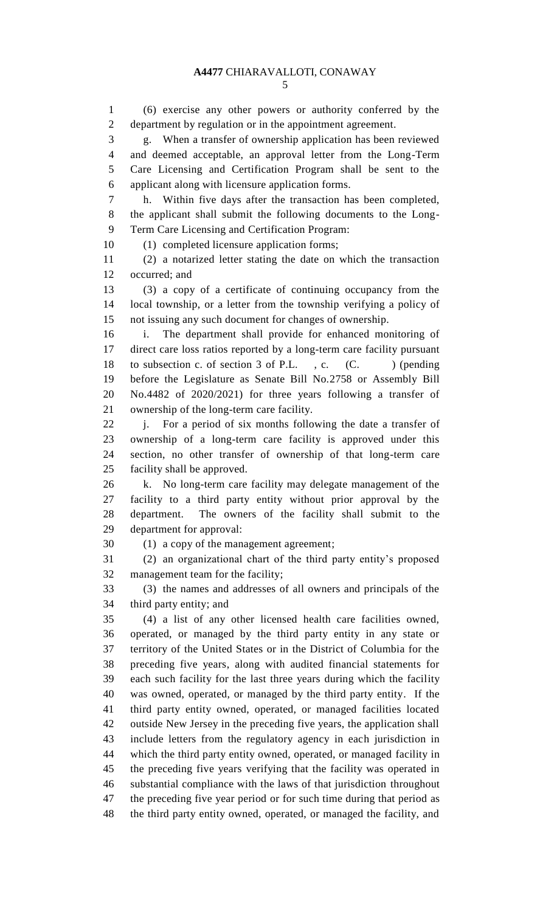(6) exercise any other powers or authority conferred by the department by regulation or in the appointment agreement.

g. When a transfer of ownership application has been reviewed and deemed acceptable, an approval letter from the Long-Term Care Licensing and Certification Program shall be sent to the applicant along with licensure application forms.

h. Within five days after the transaction has been completed, the applicant shall submit the following documents to the Long-Term Care Licensing and Certification Program:

(1) completed licensure application forms;

(2) a notarized letter stating the date on which the transaction occurred; and

(3) a copy of a certificate of continuing occupancy from the local township, or a letter from the township verifying a policy of not issuing any such document for changes of ownership.

i. The department shall provide for enhanced monitoring of direct care loss ratios reported by a long-term care facility pursuant to subsection c. of section 3 of P.L. , c. (C. ) (pending before the Legislature as Senate Bill No.2758 or Assembly Bill No.4482 of 2020/2021) for three years following a transfer of ownership of the long-term care facility.

j. For a period of six months following the date a transfer of ownership of a long-term care facility is approved under this section, no other transfer of ownership of that long-term care facility shall be approved.

k. No long-term care facility may delegate management of the facility to a third party entity without prior approval by the department. The owners of the facility shall submit to the department for approval:

(1) a copy of the management agreement;

(2) an organizational chart of the third party entity's proposed management team for the facility;

(3) the names and addresses of all owners and principals of the third party entity; and

(4) a list of any other licensed health care facilities owned, operated, or managed by the third party entity in any state or territory of the United States or in the District of Columbia for the preceding five years, along with audited financial statements for each such facility for the last three years during which the facility was owned, operated, or managed by the third party entity. If the third party entity owned, operated, or managed facilities located outside New Jersey in the preceding five years, the application shall include letters from the regulatory agency in each jurisdiction in which the third party entity owned, operated, or managed facility in the preceding five years verifying that the facility was operated in substantial compliance with the laws of that jurisdiction throughout the preceding five year period or for such time during that period as the third party entity owned, operated, or managed the facility, and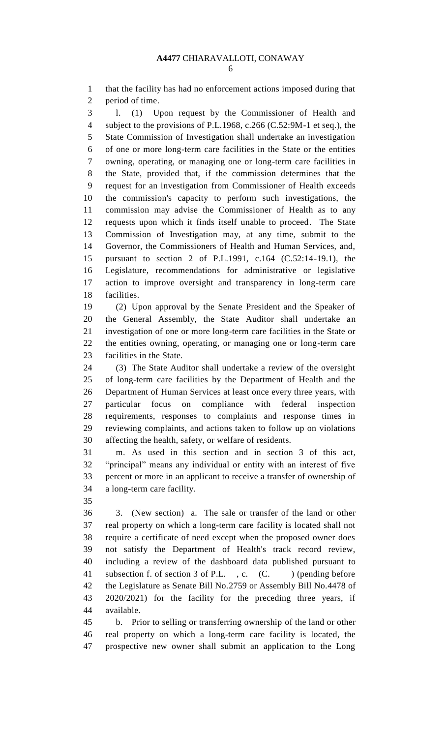that the facility has had no enforcement actions imposed during that period of time.

l. (1) Upon request by the Commissioner of Health and subject to the provisions of P.L.1968, c.266 (C.52:9M-1 et seq.), the State Commission of Investigation shall undertake an investigation of one or more long-term care facilities in the State or the entities owning, operating, or managing one or long-term care facilities in the State, provided that, if the commission determines that the request for an investigation from Commissioner of Health exceeds the commission's capacity to perform such investigations, the commission may advise the Commissioner of Health as to any requests upon which it finds itself unable to proceed. The State Commission of Investigation may, at any time, submit to the Governor, the Commissioners of Health and Human Services, and, pursuant to section 2 of P.L.1991, c.164 (C.52:14-19.1), the Legislature, recommendations for administrative or legislative action to improve oversight and transparency in long-term care facilities.

(2) Upon approval by the Senate President and the Speaker of the General Assembly, the State Auditor shall undertake an investigation of one or more long-term care facilities in the State or the entities owning, operating, or managing one or long-term care facilities in the State.

(3) The State Auditor shall undertake a review of the oversight of long-term care facilities by the Department of Health and the Department of Human Services at least once every three years, with particular focus on compliance with federal inspection requirements, responses to complaints and response times in reviewing complaints, and actions taken to follow up on violations affecting the health, safety, or welfare of residents.

m. As used in this section and in section 3 of this act, "principal" means any individual or entity with an interest of five percent or more in an applicant to receive a transfer of ownership of a long-term care facility.

3. (New section) a. The sale or transfer of the land or other real property on which a long-term care facility is located shall not require a certificate of need except when the proposed owner does not satisfy the Department of Health's track record review, including a review of the dashboard data published pursuant to subsection f. of section 3 of P.L. , c. (C. ) (pending before the Legislature as Senate Bill No.2759 or Assembly Bill No.4478 of 2020/2021) for the facility for the preceding three years, if available.

b. Prior to selling or transferring ownership of the land or other real property on which a long-term care facility is located, the prospective new owner shall submit an application to the Long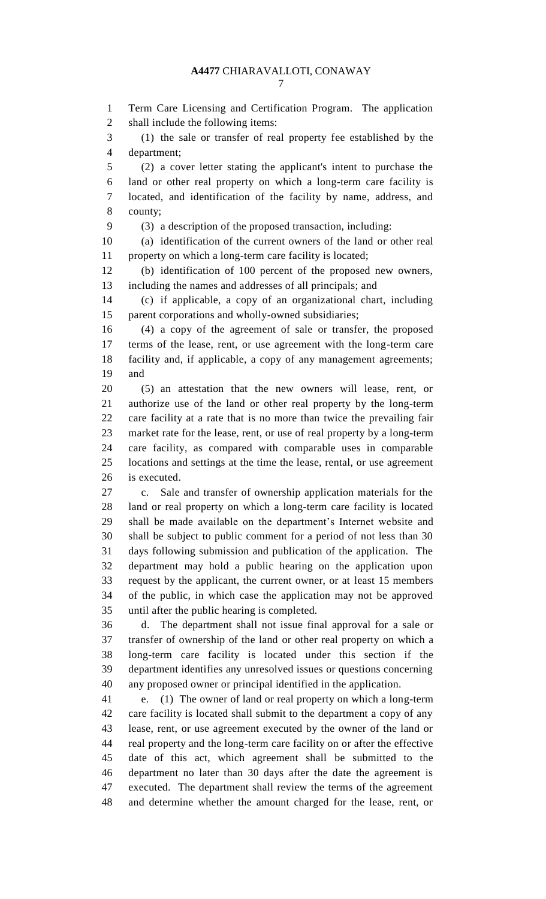Term Care Licensing and Certification Program. The application shall include the following items:

(1) the sale or transfer of real property fee established by the department;

(2) a cover letter stating the applicant's intent to purchase the land or other real property on which a long-term care facility is located, and identification of the facility by name, address, and county;

(3) a description of the proposed transaction, including:

(a) identification of the current owners of the land or other real property on which a long-term care facility is located;

(b) identification of 100 percent of the proposed new owners, including the names and addresses of all principals; and

(c) if applicable, a copy of an organizational chart, including parent corporations and wholly-owned subsidiaries;

(4) a copy of the agreement of sale or transfer, the proposed terms of the lease, rent, or use agreement with the long-term care facility and, if applicable, a copy of any management agreements; and

(5) an attestation that the new owners will lease, rent, or authorize use of the land or other real property by the long-term care facility at a rate that is no more than twice the prevailing fair market rate for the lease, rent, or use of real property by a long-term care facility, as compared with comparable uses in comparable locations and settings at the time the lease, rental, or use agreement is executed.

c. Sale and transfer of ownership application materials for the land or real property on which a long-term care facility is located shall be made available on the department's Internet website and shall be subject to public comment for a period of not less than 30 days following submission and publication of the application. The department may hold a public hearing on the application upon request by the applicant, the current owner, or at least 15 members of the public, in which case the application may not be approved until after the public hearing is completed.

d. The department shall not issue final approval for a sale or transfer of ownership of the land or other real property on which a long-term care facility is located under this section if the department identifies any unresolved issues or questions concerning any proposed owner or principal identified in the application.

e. (1) The owner of land or real property on which a long-term care facility is located shall submit to the department a copy of any lease, rent, or use agreement executed by the owner of the land or real property and the long-term care facility on or after the effective date of this act, which agreement shall be submitted to the department no later than 30 days after the date the agreement is executed. The department shall review the terms of the agreement and determine whether the amount charged for the lease, rent, or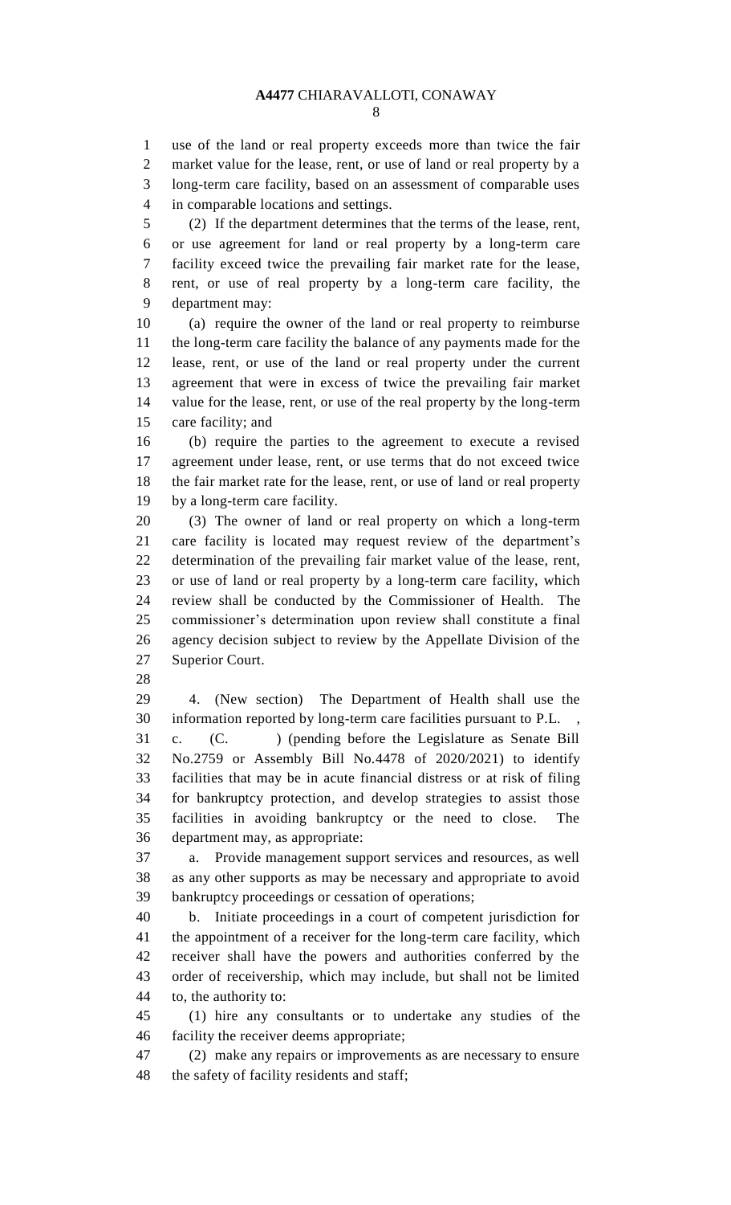use of the land or real property exceeds more than twice the fair market value for the lease, rent, or use of land or real property by a long-term care facility, based on an assessment of comparable uses in comparable locations and settings.

(2) If the department determines that the terms of the lease, rent, or use agreement for land or real property by a long-term care facility exceed twice the prevailing fair market rate for the lease, rent, or use of real property by a long-term care facility, the department may:

(a) require the owner of the land or real property to reimburse the long-term care facility the balance of any payments made for the lease, rent, or use of the land or real property under the current agreement that were in excess of twice the prevailing fair market value for the lease, rent, or use of the real property by the long-term care facility; and

(b) require the parties to the agreement to execute a revised agreement under lease, rent, or use terms that do not exceed twice the fair market rate for the lease, rent, or use of land or real property by a long-term care facility.

(3) The owner of land or real property on which a long-term care facility is located may request review of the department's determination of the prevailing fair market value of the lease, rent, or use of land or real property by a long-term care facility, which review shall be conducted by the Commissioner of Health. The commissioner's determination upon review shall constitute a final agency decision subject to review by the Appellate Division of the Superior Court.

4. (New section) The Department of Health shall use the information reported by long-term care facilities pursuant to P.L. , c. (C. ) (pending before the Legislature as Senate Bill No.2759 or Assembly Bill No.4478 of 2020/2021) to identify facilities that may be in acute financial distress or at risk of filing for bankruptcy protection, and develop strategies to assist those facilities in avoiding bankruptcy or the need to close. The department may, as appropriate:

a. Provide management support services and resources, as well as any other supports as may be necessary and appropriate to avoid bankruptcy proceedings or cessation of operations;

b. Initiate proceedings in a court of competent jurisdiction for the appointment of a receiver for the long-term care facility, which receiver shall have the powers and authorities conferred by the order of receivership, which may include, but shall not be limited to, the authority to:

(1) hire any consultants or to undertake any studies of the facility the receiver deems appropriate;

(2) make any repairs or improvements as are necessary to ensure the safety of facility residents and staff;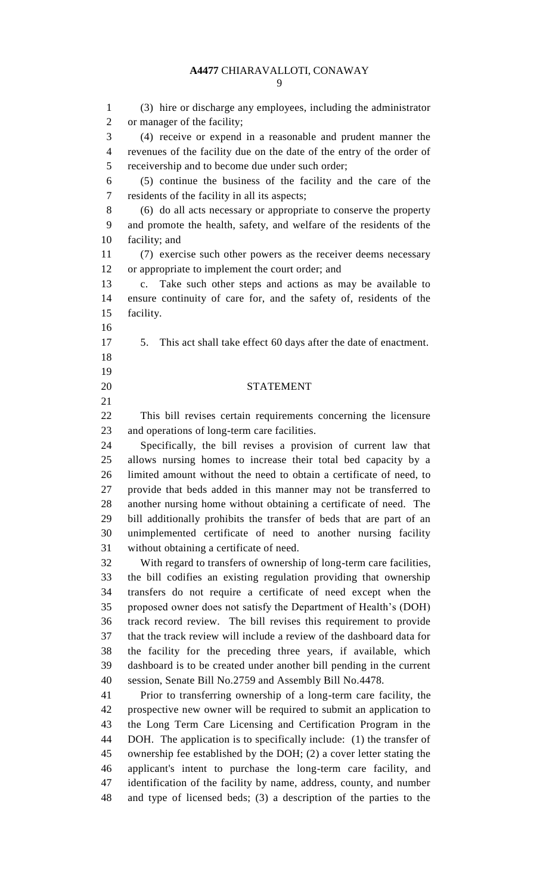(3) hire or discharge any employees, including the administrator or manager of the facility;

(4) receive or expend in a reasonable and prudent manner the revenues of the facility due on the date of the entry of the order of receivership and to become due under such order;

(5) continue the business of the facility and the care of the residents of the facility in all its aspects;

(6) do all acts necessary or appropriate to conserve the property and promote the health, safety, and welfare of the residents of the facility; and

(7) exercise such other powers as the receiver deems necessary or appropriate to implement the court order; and

c. Take such other steps and actions as may be available to ensure continuity of care for, and the safety of, residents of the facility.

5. This act shall take effect 60 days after the date of enactment.

## STATEMENT

This bill revises certain requirements concerning the licensure and operations of long-term care facilities.

Specifically, the bill revises a provision of current law that allows nursing homes to increase their total bed capacity by a limited amount without the need to obtain a certificate of need, to provide that beds added in this manner may not be transferred to another nursing home without obtaining a certificate of need. The bill additionally prohibits the transfer of beds that are part of an unimplemented certificate of need to another nursing facility without obtaining a certificate of need.

With regard to transfers of ownership of long-term care facilities, the bill codifies an existing regulation providing that ownership transfers do not require a certificate of need except when the proposed owner does not satisfy the Department of Health's (DOH) track record review. The bill revises this requirement to provide that the track review will include a review of the dashboard data for the facility for the preceding three years, if available, which dashboard is to be created under another bill pending in the current session, Senate Bill No.2759 and Assembly Bill No.4478.

Prior to transferring ownership of a long-term care facility, the prospective new owner will be required to submit an application to the Long Term Care Licensing and Certification Program in the DOH. The application is to specifically include: (1) the transfer of ownership fee established by the DOH; (2) a cover letter stating the applicant's intent to purchase the long-term care facility, and identification of the facility by name, address, county, and number and type of licensed beds; (3) a description of the parties to the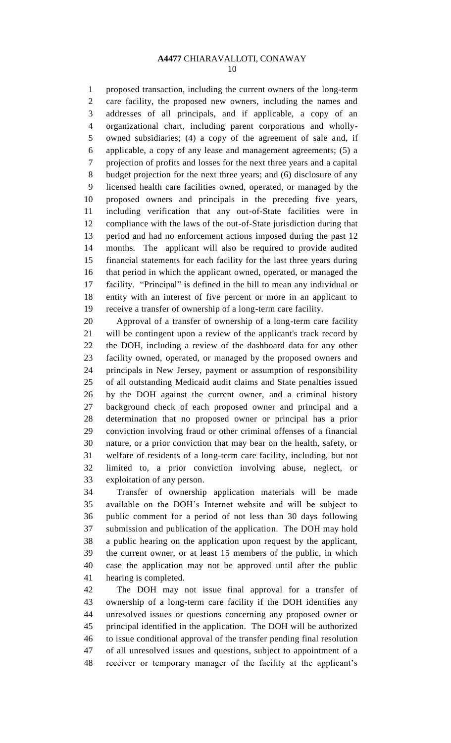proposed transaction, including the current owners of the long-term care facility, the proposed new owners, including the names and addresses of all principals, and if applicable, a copy of an organizational chart, including parent corporations and wholly-owned subsidiaries; (4) a copy of the agreement of sale and, if applicable, a copy of any lease and management agreements; (5) a projection of profits and losses for the next three years and a capital budget projection for the next three years; and (6) disclosure of any licensed health care facilities owned, operated, or managed by the proposed owners and principals in the preceding five years, including verification that any out-of-State facilities were in compliance with the laws of the out-of-State jurisdiction during that period and had no enforcement actions imposed during the past 12 months. The applicant will also be required to provide audited financial statements for each facility for the last three years during that period in which the applicant owned, operated, or managed the facility. "Principal" is defined in the bill to mean any individual or entity with an interest of five percent or more in an applicant to receive a transfer of ownership of a long-term care facility.

Approval of a transfer of ownership of a long-term care facility will be contingent upon a review of the applicant's track record by the DOH, including a review of the dashboard data for any other facility owned, operated, or managed by the proposed owners and principals in New Jersey, payment or assumption of responsibility of all outstanding Medicaid audit claims and State penalties issued by the DOH against the current owner, and a criminal history background check of each proposed owner and principal and a determination that no proposed owner or principal has a prior conviction involving fraud or other criminal offenses of a financial nature, or a prior conviction that may bear on the health, safety, or welfare of residents of a long-term care facility, including, but not limited to, a prior conviction involving abuse, neglect, or exploitation of any person.

Transfer of ownership application materials will be made available on the DOH's Internet website and will be subject to public comment for a period of not less than 30 days following submission and publication of the application. The DOH may hold a public hearing on the application upon request by the applicant, the current owner, or at least 15 members of the public, in which case the application may not be approved until after the public hearing is completed.

The DOH may not issue final approval for a transfer of ownership of a long-term care facility if the DOH identifies any unresolved issues or questions concerning any proposed owner or principal identified in the application. The DOH will be authorized to issue conditional approval of the transfer pending final resolution of all unresolved issues and questions, subject to appointment of a receiver or temporary manager of the facility at the applicant's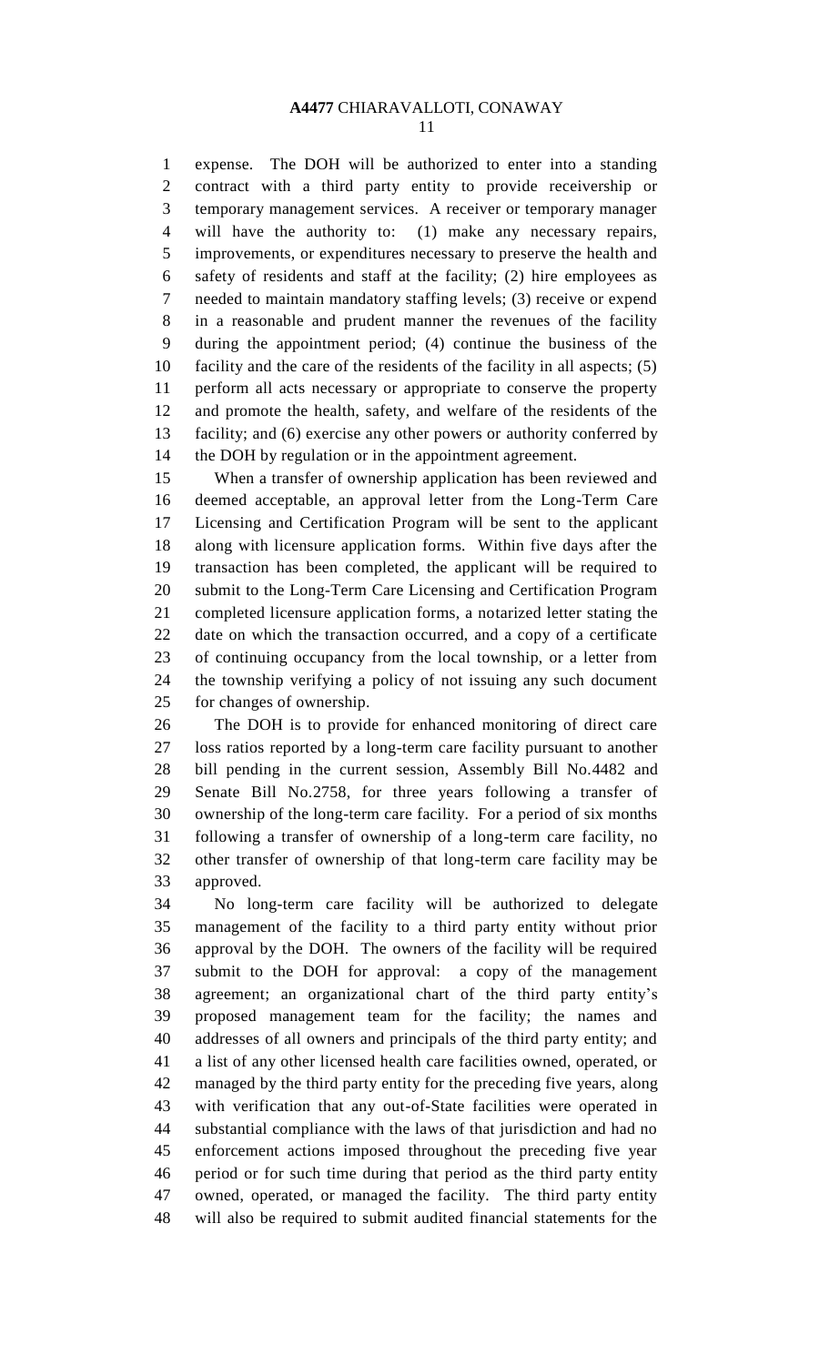expense. The DOH will be authorized to enter into a standing contract with a third party entity to provide receivership or temporary management services. A receiver or temporary manager will have the authority to: (1) make any necessary repairs, improvements, or expenditures necessary to preserve the health and safety of residents and staff at the facility; (2) hire employees as needed to maintain mandatory staffing levels; (3) receive or expend in a reasonable and prudent manner the revenues of the facility during the appointment period; (4) continue the business of the facility and the care of the residents of the facility in all aspects; (5) perform all acts necessary or appropriate to conserve the property and promote the health, safety, and welfare of the residents of the facility; and (6) exercise any other powers or authority conferred by the DOH by regulation or in the appointment agreement.

When a transfer of ownership application has been reviewed and deemed acceptable, an approval letter from the Long-Term Care Licensing and Certification Program will be sent to the applicant along with licensure application forms. Within five days after the transaction has been completed, the applicant will be required to submit to the Long-Term Care Licensing and Certification Program completed licensure application forms, a notarized letter stating the date on which the transaction occurred, and a copy of a certificate of continuing occupancy from the local township, or a letter from the township verifying a policy of not issuing any such document for changes of ownership.

The DOH is to provide for enhanced monitoring of direct care loss ratios reported by a long-term care facility pursuant to another bill pending in the current session, Assembly Bill No.4482 and Senate Bill No.2758, for three years following a transfer of ownership of the long-term care facility. For a period of six months following a transfer of ownership of a long-term care facility, no other transfer of ownership of that long-term care facility may be approved.

No long-term care facility will be authorized to delegate management of the facility to a third party entity without prior approval by the DOH. The owners of the facility will be required submit to the DOH for approval: a copy of the management agreement; an organizational chart of the third party entity's proposed management team for the facility; the names and addresses of all owners and principals of the third party entity; and a list of any other licensed health care facilities owned, operated, or managed by the third party entity for the preceding five years, along with verification that any out-of-State facilities were operated in substantial compliance with the laws of that jurisdiction and had no enforcement actions imposed throughout the preceding five year period or for such time during that period as the third party entity owned, operated, or managed the facility. The third party entity will also be required to submit audited financial statements for the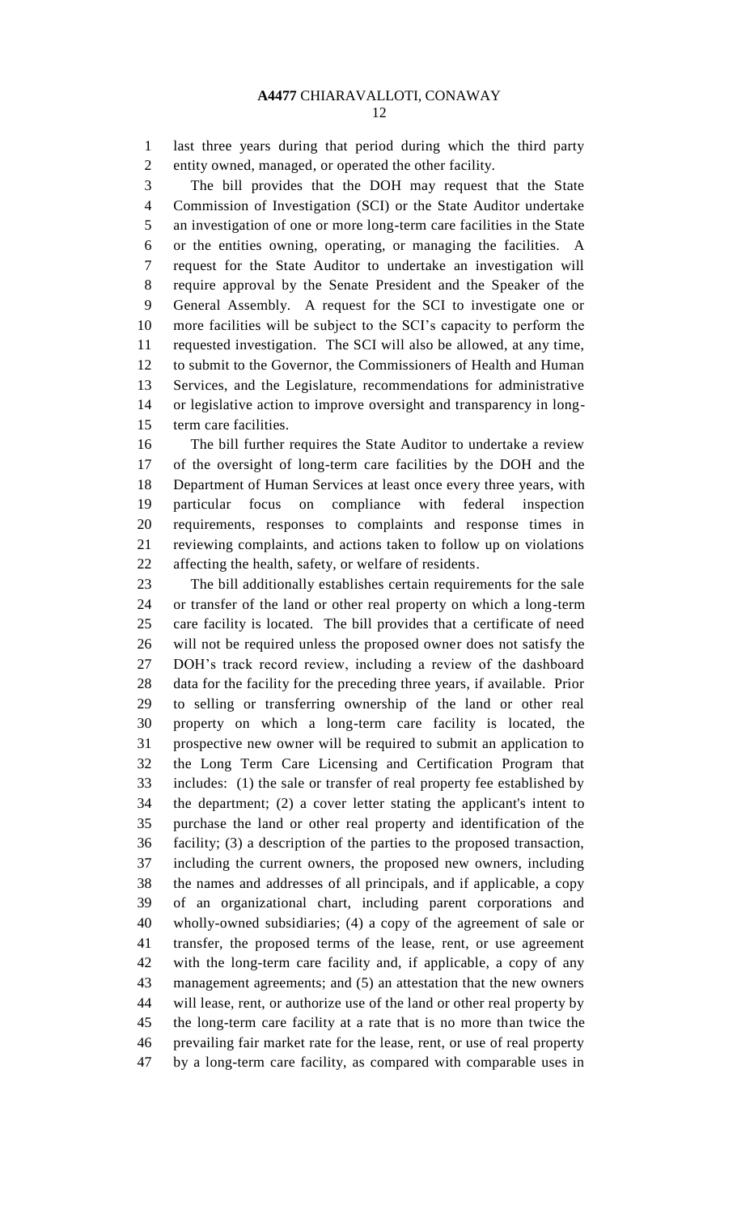last three years during that period during which the third party entity owned, managed, or operated the other facility.

The bill provides that the DOH may request that the State Commission of Investigation (SCI) or the State Auditor undertake an investigation of one or more long-term care facilities in the State or the entities owning, operating, or managing the facilities. A request for the State Auditor to undertake an investigation will require approval by the Senate President and the Speaker of the General Assembly. A request for the SCI to investigate one or more facilities will be subject to the SCI's capacity to perform the requested investigation. The SCI will also be allowed, at any time, to submit to the Governor, the Commissioners of Health and Human Services, and the Legislature, recommendations for administrative or legislative action to improve oversight and transparency in long-term care facilities.

The bill further requires the State Auditor to undertake a review of the oversight of long-term care facilities by the DOH and the Department of Human Services at least once every three years, with particular focus on compliance with federal inspection requirements, responses to complaints and response times in reviewing complaints, and actions taken to follow up on violations affecting the health, safety, or welfare of residents.

The bill additionally establishes certain requirements for the sale or transfer of the land or other real property on which a long-term care facility is located. The bill provides that a certificate of need will not be required unless the proposed owner does not satisfy the DOH's track record review, including a review of the dashboard data for the facility for the preceding three years, if available. Prior to selling or transferring ownership of the land or other real property on which a long-term care facility is located, the prospective new owner will be required to submit an application to the Long Term Care Licensing and Certification Program that includes: (1) the sale or transfer of real property fee established by the department; (2) a cover letter stating the applicant's intent to purchase the land or other real property and identification of the facility; (3) a description of the parties to the proposed transaction, including the current owners, the proposed new owners, including the names and addresses of all principals, and if applicable, a copy of an organizational chart, including parent corporations and wholly-owned subsidiaries; (4) a copy of the agreement of sale or transfer, the proposed terms of the lease, rent, or use agreement with the long-term care facility and, if applicable, a copy of any management agreements; and (5) an attestation that the new owners will lease, rent, or authorize use of the land or other real property by the long-term care facility at a rate that is no more than twice the prevailing fair market rate for the lease, rent, or use of real property by a long-term care facility, as compared with comparable uses in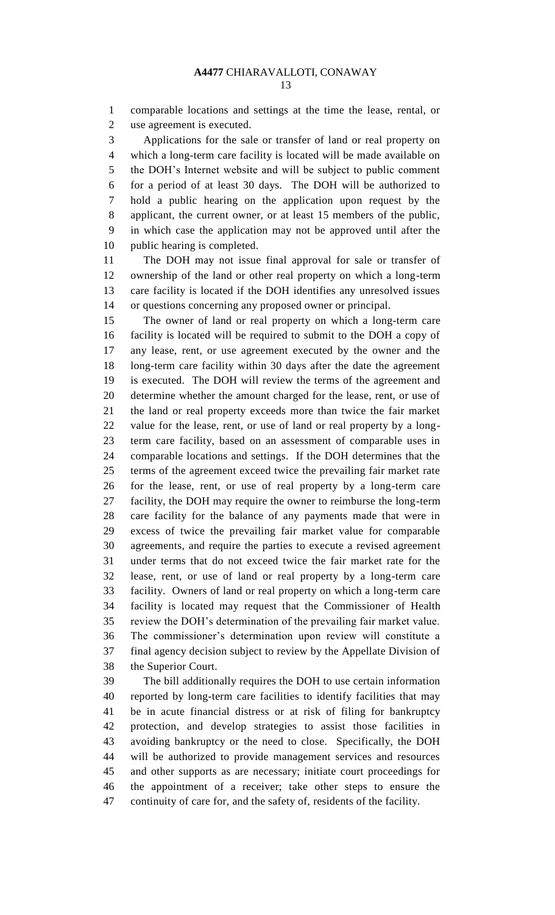comparable locations and settings at the time the lease, rental, or use agreement is executed.

Applications for the sale or transfer of land or real property on which a long-term care facility is located will be made available on the DOH's Internet website and will be subject to public comment for a period of at least 30 days. The DOH will be authorized to hold a public hearing on the application upon request by the applicant, the current owner, or at least 15 members of the public, in which case the application may not be approved until after the public hearing is completed.

The DOH may not issue final approval for sale or transfer of ownership of the land or other real property on which a long-term care facility is located if the DOH identifies any unresolved issues or questions concerning any proposed owner or principal.

The owner of land or real property on which a long-term care facility is located will be required to submit to the DOH a copy of any lease, rent, or use agreement executed by the owner and the long-term care facility within 30 days after the date the agreement is executed. The DOH will review the terms of the agreement and determine whether the amount charged for the lease, rent, or use of the land or real property exceeds more than twice the fair market value for the lease, rent, or use of land or real property by a long-term care facility, based on an assessment of comparable uses in comparable locations and settings. If the DOH determines that the terms of the agreement exceed twice the prevailing fair market rate for the lease, rent, or use of real property by a long-term care facility, the DOH may require the owner to reimburse the long-term care facility for the balance of any payments made that were in excess of twice the prevailing fair market value for comparable agreements, and require the parties to execute a revised agreement under terms that do not exceed twice the fair market rate for the lease, rent, or use of land or real property by a long-term care facility. Owners of land or real property on which a long-term care facility is located may request that the Commissioner of Health review the DOH's determination of the prevailing fair market value. The commissioner's determination upon review will constitute a final agency decision subject to review by the Appellate Division of the Superior Court.

The bill additionally requires the DOH to use certain information reported by long-term care facilities to identify facilities that may be in acute financial distress or at risk of filing for bankruptcy protection, and develop strategies to assist those facilities in avoiding bankruptcy or the need to close. Specifically, the DOH will be authorized to provide management services and resources and other supports as are necessary; initiate court proceedings for the appointment of a receiver; take other steps to ensure the continuity of care for, and the safety of, residents of the facility.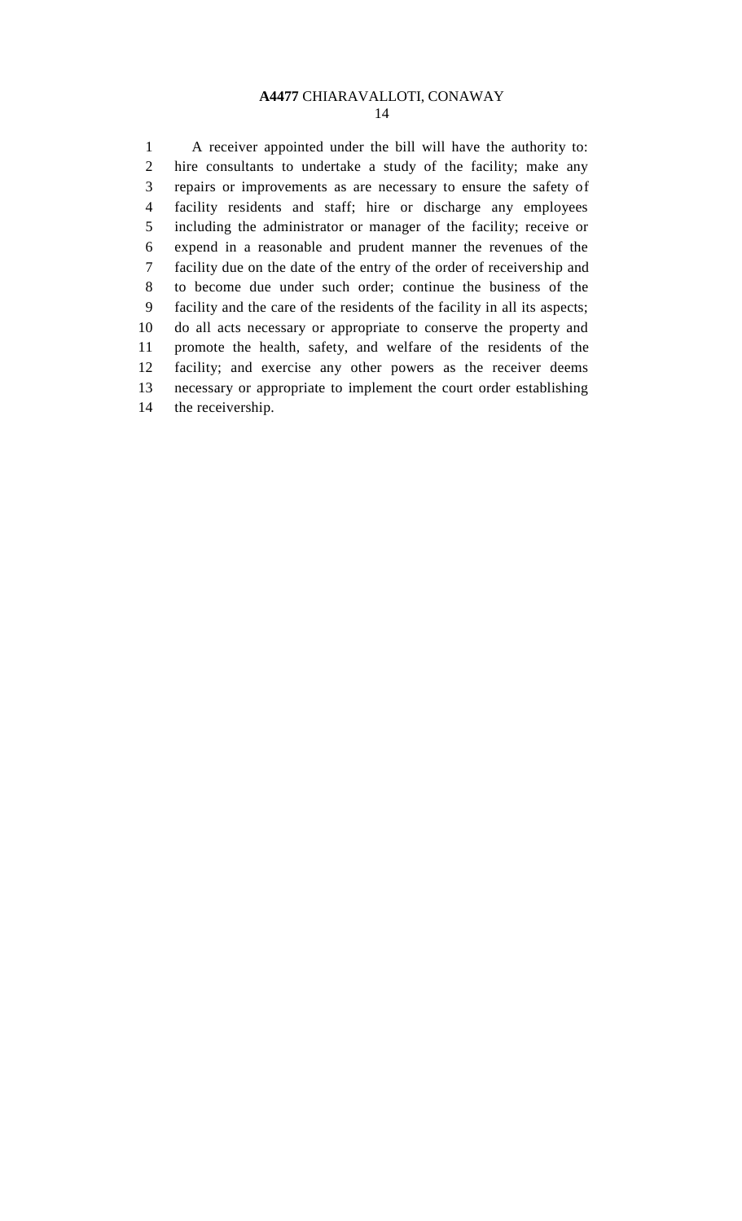A receiver appointed under the bill will have the authority to: hire consultants to undertake a study of the facility; make any repairs or improvements as are necessary to ensure the safety of facility residents and staff; hire or discharge any employees including the administrator or manager of the facility; receive or expend in a reasonable and prudent manner the revenues of the facility due on the date of the entry of the order of receivership and to become due under such order; continue the business of the facility and the care of the residents of the facility in all its aspects; do all acts necessary or appropriate to conserve the property and promote the health, safety, and welfare of the residents of the facility; and exercise any other powers as the receiver deems necessary or appropriate to implement the court order establishing the receivership.